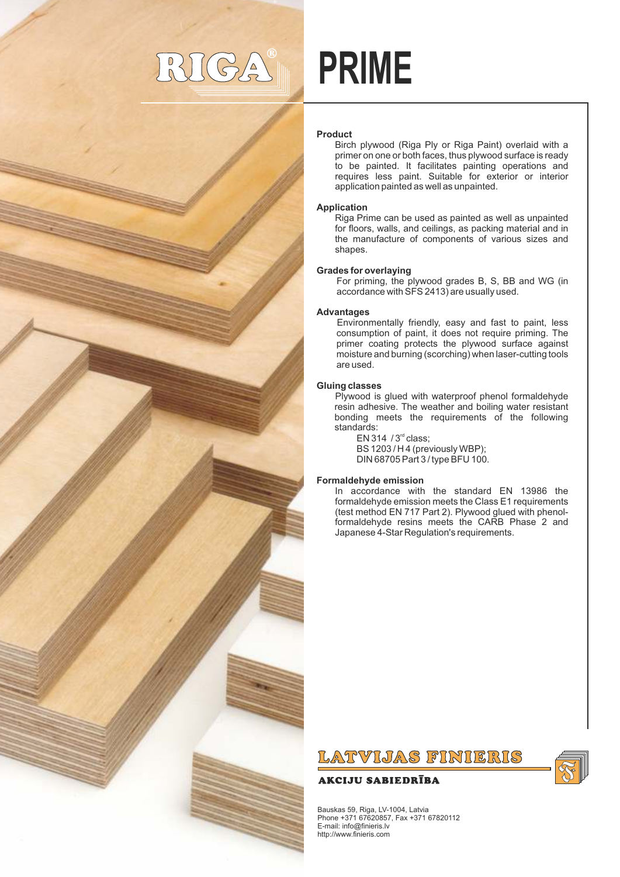RIGA®

# PRIME

## Product

Birch plywood (Riga Ply or Riga Paint) overlaid with a primer on one or both faces, thus plywood surface is ready to be painted. It facilitates painting operations and requires less paint. Suitable for exterior or interior application painted as well as unpainted.

## Application

Riga Prime can be used as painted as well as unpainted for floors, walls, and ceilings, as packing material and in the manufacture of components of various sizes and shapes.

## Grades for overlaying

For priming, the plywood grades B, S, BB and WG (in accordance with SFS 2413) are usually used.

## Advantages

Environmentally friendly, easy and fast to paint, less consumption of paint, it does not require priming. The primer coating protects the plywood surface against moisture and burning (scorching) when laser-cutting tools are used.

## Gluing classes

Plywood is glued with waterproof phenol formaldehyde resin adhesive. The weather and boiling water resistant bonding meets the requirements of the following standards:

EN 314 / 3rd class;
BS 1203 / H 4 (previously WBP);
DIN 68705 Part 3 / type BFU 100.

## Formaldehyde emission

In accordance with the standard EN 13986 the formaldehyde emission meets the Class E1 requirements (test method EN 717 Part 2). Plywood glued with phenol-formaldehyde resins meets the CARB Phase 2 and Japanese 4-Star Regulation's requirements.

**LATVIJAS FINIERIS**

**AKCIJU SABIEDRĪBA**

Bauskas 59, Riga, LV-1004, Latvia
Phone +371 67620857, Fax +371 67820112
E-mail: info@finieris.lv
http://www.finieris.com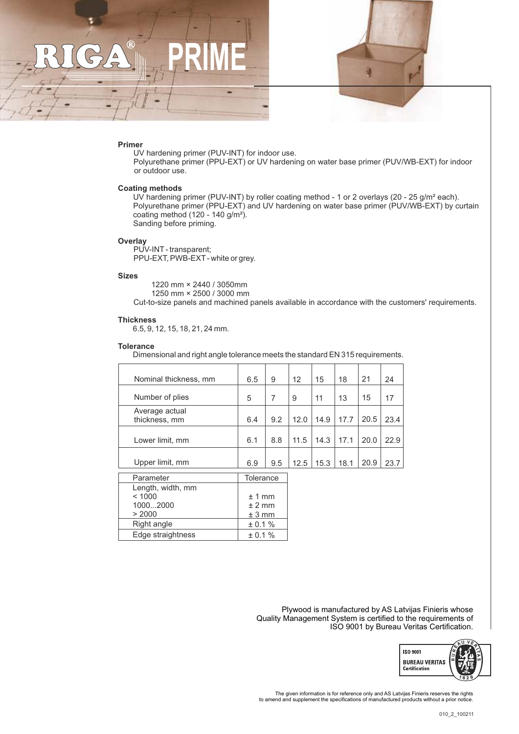# RIGA® PRIME

**Primer**

UV hardening primer (PUV-INT) for indoor use.
Polyurethane primer (PPU-EXT) or UV hardening on water base primer (PUV/WB-EXT) for indoor or outdoor use.

**Coating methods**

UV hardening primer (PUV-INT) by roller coating method - 1 or 2 overlays (20 - 25 g/m² each).
Polyurethane primer (PPU-EXT) and UV hardening on water base primer (PUV/WB-EXT) by curtain coating method (120 - 140 g/m²).
Sanding before priming.

**Overlay**

PUV-INT - transparent;
PPU-EXT, PWB-EXT - white or grey.

**Sizes**

1220 mm × 2440 / 3050mm
1250 mm × 2500 / 3000 mm
Cut-to-size panels and machined panels available in accordance with the customers' requirements.

**Thickness**

6.5, 9, 12, 15, 18, 21, 24 mm.

**Tolerance**

Dimensional and right angle tolerance meets the standard EN 315 requirements.

| Nominal thickness, mm | 6.5 | 9 | 12 | 15 | 18 | 21 | 24 |
|---|---|---|---|---|---|---|---|
| Number of plies | 5 | 7 | 9 | 11 | 13 | 15 | 17 |
| Average actual thickness, mm | 6.4 | 9.2 | 12.0 | 14.9 | 17.7 | 20.5 | 23.4 |
| Lower limit, mm | 6.1 | 8.8 | 11.5 | 14.3 | 17.1 | 20.0 | 22.9 |
| Upper limit, mm | 6.9 | 9.5 | 12.5 | 15.3 | 18.1 | 20.9 | 23.7 |

| Parameter | Tolerance |
|---|---|
| Length, width, mm | |
| < 1000 | ± 1 mm |
| 1000...2000 | ± 2 mm |
| > 2000 | ± 3 mm |
| Right angle | ± 0.1 % |
| Edge straightness | ± 0.1 % |

Plywood is manufactured by AS Latvijas Finieris whose Quality Management System is certified to the requirements of ISO 9001 by Bureau Veritas Certification.

ISO 9001
BUREAU VERITAS
Certification

The given information is for reference only and AS Latvijas Finieris reserves the rights to amend and supplement the specifications of manufactured products without a prior notice.

010_2_100211